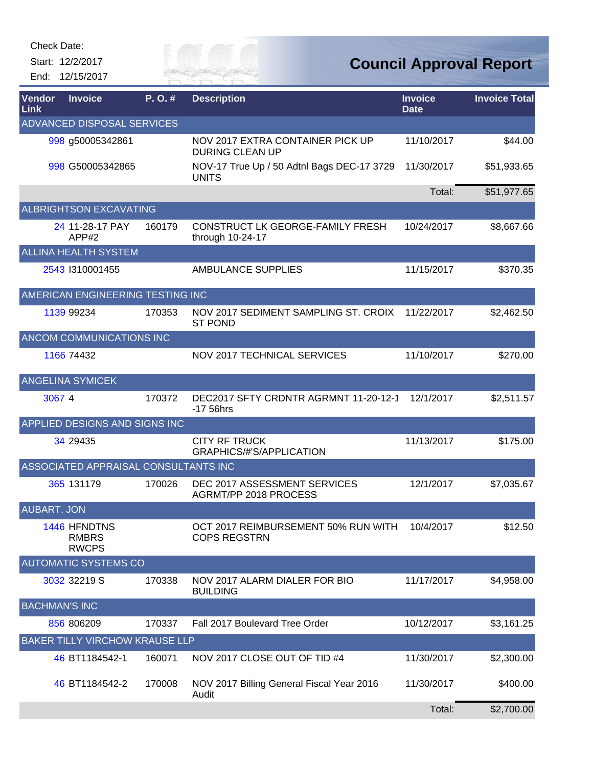Check Date:

Start: 12/2/2017

End: 12/15/2017

# Council Approval Report

| Vendor Link | Invoice | P. O. # | Description | Invoice Date | Invoice Total |
|---|---|---|---|---|---|
| ADVANCED DISPOSAL SERVICES | | | | | |
| 998 | g50005342861 | | NOV 2017 EXTRA CONTAINER PICK UP DURING CLEAN UP | 11/10/2017 | $44.00 |
| 998 | G50005342865 | | NOV-17 True Up / 50 Adtnl Bags DEC-17 3729 UNITS | 11/30/2017 | $51,933.65 |
| | | | | Total: | $51,977.65 |
| ALBRIGHTSON EXCAVATING | | | | | |
| 24 | 11-28-17 PAY APP#2 | 160179 | CONSTRUCT LK GEORGE-FAMILY FRESH through 10-24-17 | 10/24/2017 | $8,667.66 |
| ALLINA HEALTH SYSTEM | | | | | |
| 2543 | I310001455 | | AMBULANCE SUPPLIES | 11/15/2017 | $370.35 |
| AMERICAN ENGINEERING TESTING INC | | | | | |
| 1139 | 99234 | 170353 | NOV 2017 SEDIMENT SAMPLING ST. CROIX ST POND | 11/22/2017 | $2,462.50 |
| ANCOM COMMUNICATIONS INC | | | | | |
| 1166 | 74432 | | NOV 2017 TECHNICAL SERVICES | 11/10/2017 | $270.00 |
| ANGELINA SYMICEK | | | | | |
| 3067 | 4 | 170372 | DEC2017 SFTY CRDNTR AGRMNT 11-20-12-1 -17 56hrs | 12/1/2017 | $2,511.57 |
| APPLIED DESIGNS AND SIGNS INC | | | | | |
| 34 | 29435 | | CITY RF TRUCK GRAPHICS/#'S/APPLICATION | 11/13/2017 | $175.00 |
| ASSOCIATED APPRAISAL CONSULTANTS INC | | | | | |
| 365 | 131179 | 170026 | DEC 2017 ASSESSMENT SERVICES AGRMT/PP 2018 PROCESS | 12/1/2017 | $7,035.67 |
| AUBART, JON | | | | | |
| 1446 | HFNDTNS RMBRS RWCPS | | OCT 2017 REIMBURSEMENT 50% RUN WITH COPS REGSTRN | 10/4/2017 | $12.50 |
| AUTOMATIC SYSTEMS CO | | | | | |
| 3032 | 32219 S | 170338 | NOV 2017 ALARM DIALER FOR BIO BUILDING | 11/17/2017 | $4,958.00 |
| BACHMAN'S INC | | | | | |
| 856 | 806209 | 170337 | Fall 2017 Boulevard Tree Order | 10/12/2017 | $3,161.25 |
| BAKER TILLY VIRCHOW KRAUSE LLP | | | | | |
| 46 | BT1184542-1 | 160071 | NOV 2017 CLOSE OUT OF TID #4 | 11/30/2017 | $2,300.00 |
| 46 | BT1184542-2 | 170008 | NOV 2017 Billing General Fiscal Year 2016 Audit | 11/30/2017 | $400.00 |
| | | | | Total: | $2,700.00 |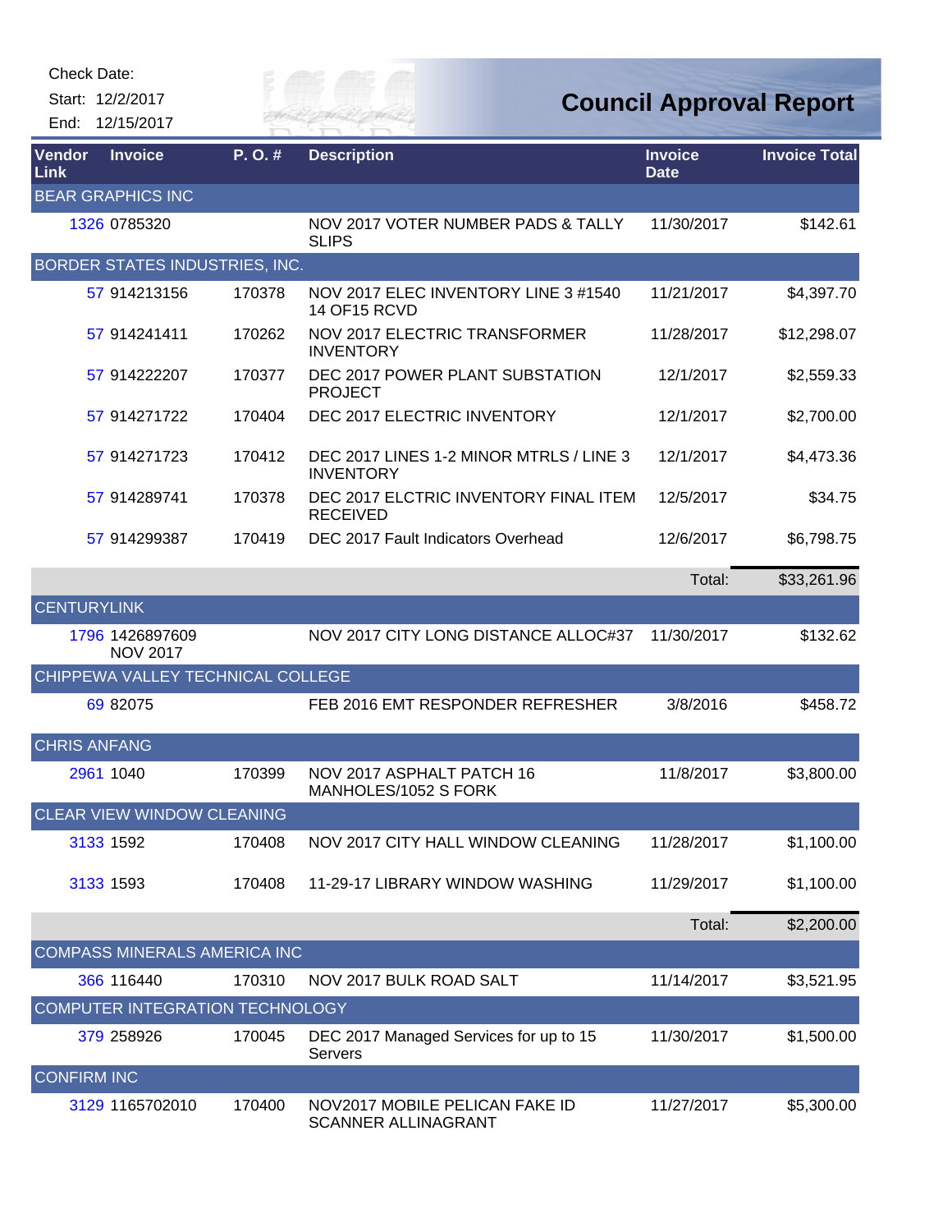Check Date:

Start: 12/2/2017

End: 12/15/2017

# Council Approval Report

| Vendor Link | Invoice | P. O. # | Description | Invoice Date | Invoice Total |
|---|---|---|---|---|---|
| BEAR GRAPHICS INC | | | | | |
| 1326 | 0785320 | | NOV 2017 VOTER NUMBER PADS & TALLY SLIPS | 11/30/2017 | $142.61 |
| BORDER STATES INDUSTRIES, INC. | | | | | |
| 57 | 914213156 | 170378 | NOV 2017 ELEC INVENTORY LINE 3 #1540 14 OF15 RCVD | 11/21/2017 | $4,397.70 |
| 57 | 914241411 | 170262 | NOV 2017 ELECTRIC TRANSFORMER INVENTORY | 11/28/2017 | $12,298.07 |
| 57 | 914222207 | 170377 | DEC 2017 POWER PLANT SUBSTATION PROJECT | 12/1/2017 | $2,559.33 |
| 57 | 914271722 | 170404 | DEC 2017 ELECTRIC INVENTORY | 12/1/2017 | $2,700.00 |
| 57 | 914271723 | 170412 | DEC 2017 LINES 1-2 MINOR MTRLS / LINE 3 INVENTORY | 12/1/2017 | $4,473.36 |
| 57 | 914289741 | 170378 | DEC 2017 ELCTRIC INVENTORY FINAL ITEM RECEIVED | 12/5/2017 | $34.75 |
| 57 | 914299387 | 170419 | DEC 2017 Fault Indicators Overhead | 12/6/2017 | $6,798.75 |
| | | | | Total: | $33,261.96 |
| CENTURYLINK | | | | | |
| 1796 | 1426897609 NOV 2017 | | NOV 2017 CITY LONG DISTANCE ALLOC#37 | 11/30/2017 | $132.62 |
| CHIPPEWA VALLEY TECHNICAL COLLEGE | | | | | |
| 69 | 82075 | | FEB 2016 EMT RESPONDER REFRESHER | 3/8/2016 | $458.72 |
| CHRIS ANFANG | | | | | |
| 2961 | 1040 | 170399 | NOV 2017 ASPHALT PATCH 16 MANHOLES/1052 S FORK | 11/8/2017 | $3,800.00 |
| CLEAR VIEW WINDOW CLEANING | | | | | |
| 3133 | 1592 | 170408 | NOV 2017 CITY HALL WINDOW CLEANING | 11/28/2017 | $1,100.00 |
| 3133 | 1593 | 170408 | 11-29-17 LIBRARY WINDOW WASHING | 11/29/2017 | $1,100.00 |
| | | | | Total: | $2,200.00 |
| COMPASS MINERALS AMERICA INC | | | | | |
| 366 | 116440 | 170310 | NOV 2017 BULK ROAD SALT | 11/14/2017 | $3,521.95 |
| COMPUTER INTEGRATION TECHNOLOGY | | | | | |
| 379 | 258926 | 170045 | DEC 2017 Managed Services for up to 15 Servers | 11/30/2017 | $1,500.00 |
| CONFIRM INC | | | | | |
| 3129 | 1165702010 | 170400 | NOV2017 MOBILE PELICAN FAKE ID SCANNER ALLINAGRANT | 11/27/2017 | $5,300.00 |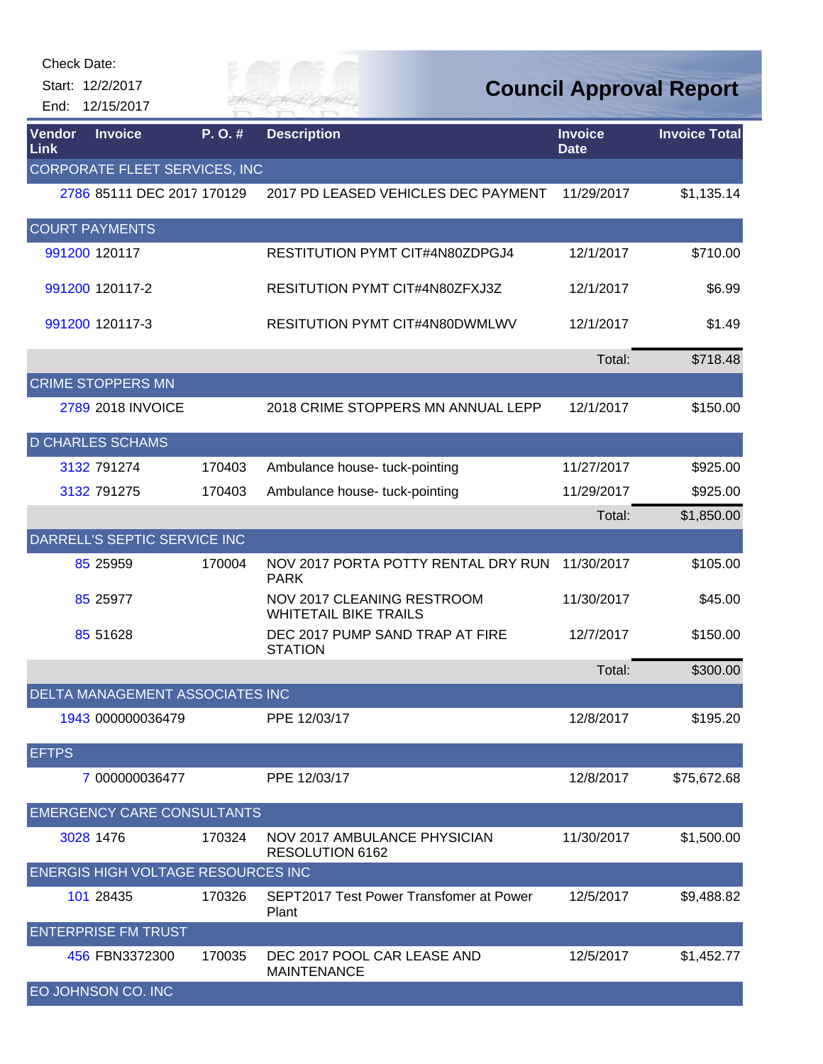Check Date:

Start: 12/2/2017

End: 12/15/2017

# Council Approval Report

| Vendor Link | Invoice | P. O. # | Description | Invoice Date | Invoice Total |
|---|---|---|---|---|---|
| **CORPORATE FLEET SERVICES, INC** | | | | | |
| 2786 | 85111 DEC 2017 | 170129 | 2017 PD LEASED VEHICLES DEC PAYMENT | 11/29/2017 | $1,135.14 |
| **COURT PAYMENTS** | | | | | |
| 991200 | 120117 | | RESTITUTION PYMT CIT#4N80ZDPGJ4 | 12/1/2017 | $710.00 |
| 991200 | 120117-2 | | RESITUTION PYMT CIT#4N80ZFXJ3Z | 12/1/2017 | $6.99 |
| 991200 | 120117-3 | | RESITUTION PYMT CIT#4N80DWMLWV | 12/1/2017 | $1.49 |
| | | | | Total: | $718.48 |
| **CRIME STOPPERS MN** | | | | | |
| 2789 | 2018 INVOICE | | 2018 CRIME STOPPERS MN ANNUAL LEPP | 12/1/2017 | $150.00 |
| **D CHARLES SCHAMS** | | | | | |
| 3132 | 791274 | 170403 | Ambulance house- tuck-pointing | 11/27/2017 | $925.00 |
| 3132 | 791275 | 170403 | Ambulance house- tuck-pointing | 11/29/2017 | $925.00 |
| | | | | Total: | $1,850.00 |
| **DARRELL'S SEPTIC SERVICE INC** | | | | | |
| 85 | 25959 | 170004 | NOV 2017 PORTA POTTY RENTAL DRY RUN PARK | 11/30/2017 | $105.00 |
| 85 | 25977 | | NOV 2017 CLEANING RESTROOM WHITETAIL BIKE TRAILS | 11/30/2017 | $45.00 |
| 85 | 51628 | | DEC 2017 PUMP SAND TRAP AT FIRE STATION | 12/7/2017 | $150.00 |
| | | | | Total: | $300.00 |
| **DELTA MANAGEMENT ASSOCIATES INC** | | | | | |
| 1943 | 000000036479 | | PPE 12/03/17 | 12/8/2017 | $195.20 |
| **EFTPS** | | | | | |
| 7 | 000000036477 | | PPE 12/03/17 | 12/8/2017 | $75,672.68 |
| **EMERGENCY CARE CONSULTANTS** | | | | | |
| 3028 | 1476 | 170324 | NOV 2017 AMBULANCE PHYSICIAN RESOLUTION 6162 | 11/30/2017 | $1,500.00 |
| **ENERGIS HIGH VOLTAGE RESOURCES INC** | | | | | |
| 101 | 28435 | 170326 | SEPT2017 Test Power Transfomer at Power Plant | 12/5/2017 | $9,488.82 |
| **ENTERPRISE FM TRUST** | | | | | |
| 456 | FBN3372300 | 170035 | DEC 2017 POOL CAR LEASE AND MAINTENANCE | 12/5/2017 | $1,452.77 |
| **EO JOHNSON CO. INC** | | | | | |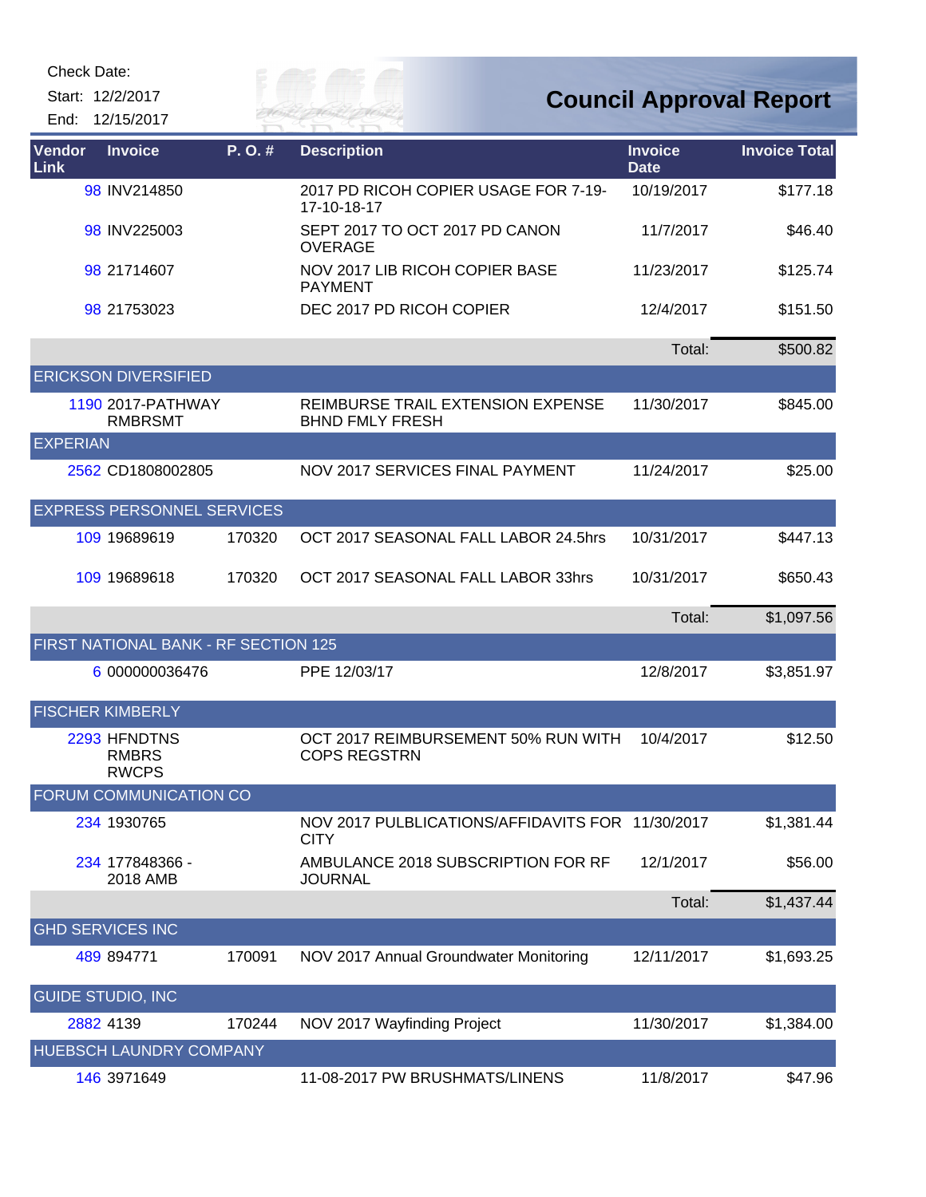Check Date:

Start: 12/2/2017

End: 12/15/2017

# Council Approval Report

| Vendor Link | Invoice | P. O. # | Description | Invoice Date | Invoice Total |
|---|---|---|---|---|---|
| 98 | INV214850 | | 2017 PD RICOH COPIER USAGE FOR 7-19-17-10-18-17 | 10/19/2017 | $177.18 |
| 98 | INV225003 | | SEPT 2017 TO OCT 2017 PD CANON OVERAGE | 11/7/2017 | $46.40 |
| 98 | 21714607 | | NOV 2017 LIB RICOH COPIER BASE PAYMENT | 11/23/2017 | $125.74 |
| 98 | 21753023 | | DEC 2017 PD RICOH COPIER | 12/4/2017 | $151.50 |
| | | | | Total: | $500.82 |
| ERICKSON DIVERSIFIED | | | | | |
| 1190 | 2017-PATHWAY RMBRSMT | | REIMBURSE TRAIL EXTENSION EXPENSE BHND FMLY FRESH | 11/30/2017 | $845.00 |
| EXPERIAN | | | | | |
| 2562 | CD1808002805 | | NOV 2017 SERVICES FINAL PAYMENT | 11/24/2017 | $25.00 |
| EXPRESS PERSONNEL SERVICES | | | | | |
| 109 | 19689619 | 170320 | OCT 2017 SEASONAL FALL LABOR 24.5hrs | 10/31/2017 | $447.13 |
| 109 | 19689618 | 170320 | OCT 2017 SEASONAL FALL LABOR 33hrs | 10/31/2017 | $650.43 |
| | | | | Total: | $1,097.56 |
| FIRST NATIONAL BANK - RF SECTION 125 | | | | | |
| 6 | 000000036476 | | PPE 12/03/17 | 12/8/2017 | $3,851.97 |
| FISCHER KIMBERLY | | | | | |
| 2293 | HFNDTNS RMBRS RWCPS | | OCT 2017 REIMBURSEMENT 50% RUN WITH COPS REGSTRN | 10/4/2017 | $12.50 |
| FORUM COMMUNICATION CO | | | | | |
| 234 | 1930765 | | NOV 2017 PULBLICATIONS/AFFIDAVITS FOR CITY | 11/30/2017 | $1,381.44 |
| 234 | 177848366 - 2018 AMB | | AMBULANCE 2018 SUBSCRIPTION FOR RF JOURNAL | 12/1/2017 | $56.00 |
| | | | | Total: | $1,437.44 |
| GHD SERVICES INC | | | | | |
| 489 | 894771 | 170091 | NOV 2017 Annual Groundwater Monitoring | 12/11/2017 | $1,693.25 |
| GUIDE STUDIO, INC | | | | | |
| 2882 | 4139 | 170244 | NOV 2017 Wayfinding Project | 11/30/2017 | $1,384.00 |
| HUEBSCH LAUNDRY COMPANY | | | | | |
| 146 | 3971649 | | 11-08-2017 PW BRUSHMATS/LINENS | 11/8/2017 | $47.96 |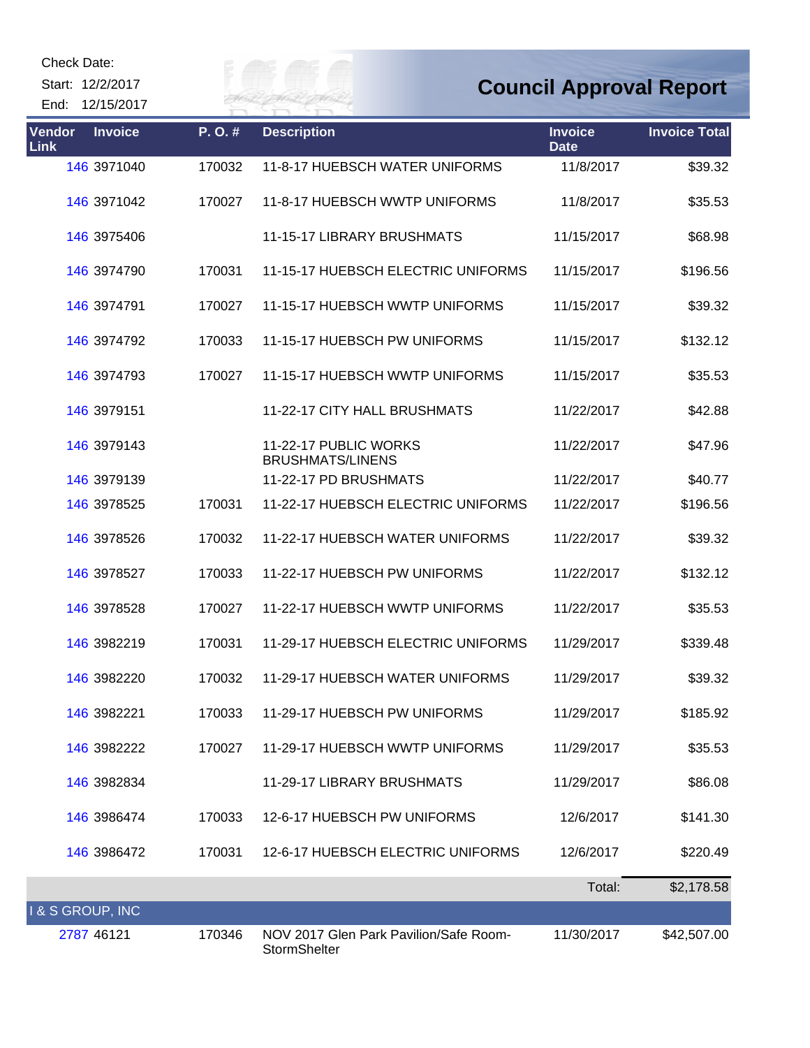Check Date:

Start: 12/2/2017

End: 12/15/2017

# Council Approval Report

| Vendor Link | Invoice | P. O. # | Description | Invoice Date | Invoice Total |
|---|---|---|---|---|---|
| 146 | 3971040 | 170032 | 11-8-17 HUEBSCH WATER UNIFORMS | 11/8/2017 | $39.32 |
| 146 | 3971042 | 170027 | 11-8-17 HUEBSCH WWTP UNIFORMS | 11/8/2017 | $35.53 |
| 146 | 3975406 | | 11-15-17 LIBRARY BRUSHMATS | 11/15/2017 | $68.98 |
| 146 | 3974790 | 170031 | 11-15-17 HUEBSCH ELECTRIC UNIFORMS | 11/15/2017 | $196.56 |
| 146 | 3974791 | 170027 | 11-15-17 HUEBSCH WWTP UNIFORMS | 11/15/2017 | $39.32 |
| 146 | 3974792 | 170033 | 11-15-17 HUEBSCH PW UNIFORMS | 11/15/2017 | $132.12 |
| 146 | 3974793 | 170027 | 11-15-17 HUEBSCH WWTP UNIFORMS | 11/15/2017 | $35.53 |
| 146 | 3979151 | | 11-22-17 CITY HALL BRUSHMATS | 11/22/2017 | $42.88 |
| 146 | 3979143 | | 11-22-17 PUBLIC WORKS BRUSHMATS/LINENS | 11/22/2017 | $47.96 |
| 146 | 3979139 | | 11-22-17 PD BRUSHMATS | 11/22/2017 | $40.77 |
| 146 | 3978525 | 170031 | 11-22-17 HUEBSCH ELECTRIC UNIFORMS | 11/22/2017 | $196.56 |
| 146 | 3978526 | 170032 | 11-22-17 HUEBSCH WATER UNIFORMS | 11/22/2017 | $39.32 |
| 146 | 3978527 | 170033 | 11-22-17 HUEBSCH PW UNIFORMS | 11/22/2017 | $132.12 |
| 146 | 3978528 | 170027 | 11-22-17 HUEBSCH WWTP UNIFORMS | 11/22/2017 | $35.53 |
| 146 | 3982219 | 170031 | 11-29-17 HUEBSCH ELECTRIC UNIFORMS | 11/29/2017 | $339.48 |
| 146 | 3982220 | 170032 | 11-29-17 HUEBSCH WATER UNIFORMS | 11/29/2017 | $39.32 |
| 146 | 3982221 | 170033 | 11-29-17 HUEBSCH PW UNIFORMS | 11/29/2017 | $185.92 |
| 146 | 3982222 | 170027 | 11-29-17 HUEBSCH WWTP UNIFORMS | 11/29/2017 | $35.53 |
| 146 | 3982834 | | 11-29-17 LIBRARY BRUSHMATS | 11/29/2017 | $86.08 |
| 146 | 3986474 | 170033 | 12-6-17 HUEBSCH PW UNIFORMS | 12/6/2017 | $141.30 |
| 146 | 3986472 | 170031 | 12-6-17 HUEBSCH ELECTRIC UNIFORMS | 12/6/2017 | $220.49 |
| | | | | Total: | $2,178.58 |
| **I & S GROUP, INC** | | | | | |
| 2787 | 46121 | 170346 | NOV 2017 Glen Park Pavilion/Safe Room-StormShelter | 11/30/2017 | $42,507.00 |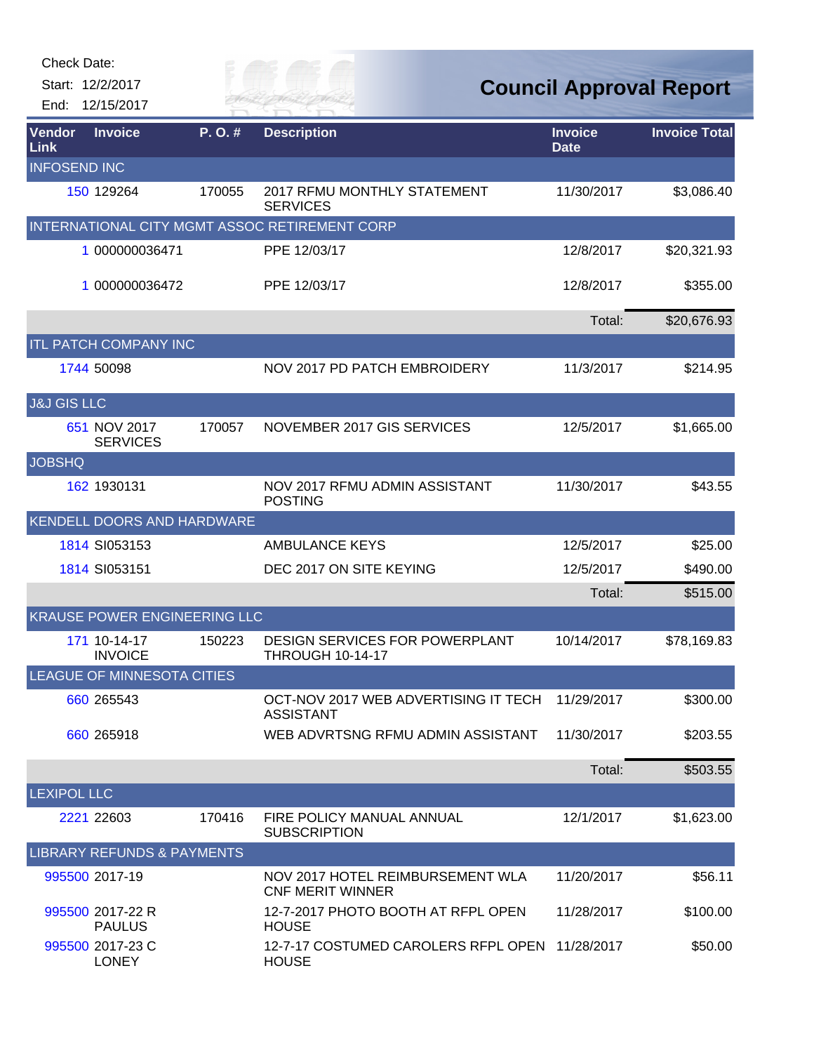Check Date:

Start: 12/2/2017

End: 12/15/2017

# Council Approval Report

| Vendor Link | Invoice | P. O. # | Description | Invoice Date | Invoice Total |
|---|---|---|---|---|---|
| INFOSEND INC | | | | | |
| 150 | 129264 | 170055 | 2017 RFMU MONTHLY STATEMENT SERVICES | 11/30/2017 | $3,086.40 |
| INTERNATIONAL CITY MGMT ASSOC RETIREMENT CORP | | | | | |
| 1 | 000000036471 | | PPE 12/03/17 | 12/8/2017 | $20,321.93 |
| 1 | 000000036472 | | PPE 12/03/17 | 12/8/2017 | $355.00 |
| | | | | Total: | $20,676.93 |
| ITL PATCH COMPANY INC | | | | | |
| 1744 | 50098 | | NOV 2017 PD PATCH EMBROIDERY | 11/3/2017 | $214.95 |
| J&J GIS LLC | | | | | |
| 651 | NOV 2017 SERVICES | 170057 | NOVEMBER 2017 GIS SERVICES | 12/5/2017 | $1,665.00 |
| JOBSHQ | | | | | |
| 162 | 1930131 | | NOV 2017 RFMU ADMIN ASSISTANT POSTING | 11/30/2017 | $43.55 |
| KENDELL DOORS AND HARDWARE | | | | | |
| 1814 | SI053153 | | AMBULANCE KEYS | 12/5/2017 | $25.00 |
| 1814 | SI053151 | | DEC 2017 ON SITE KEYING | 12/5/2017 | $490.00 |
| | | | | Total: | $515.00 |
| KRAUSE POWER ENGINEERING LLC | | | | | |
| 171 | 10-14-17 INVOICE | 150223 | DESIGN SERVICES FOR POWERPLANT THROUGH 10-14-17 | 10/14/2017 | $78,169.83 |
| LEAGUE OF MINNESOTA CITIES | | | | | |
| 660 | 265543 | | OCT-NOV 2017 WEB ADVERTISING IT TECH ASSISTANT | 11/29/2017 | $300.00 |
| 660 | 265918 | | WEB ADVRTSNG RFMU ADMIN ASSISTANT | 11/30/2017 | $203.55 |
| | | | | Total: | $503.55 |
| LEXIPOL LLC | | | | | |
| 2221 | 22603 | 170416 | FIRE POLICY MANUAL ANNUAL SUBSCRIPTION | 12/1/2017 | $1,623.00 |
| LIBRARY REFUNDS & PAYMENTS | | | | | |
| 995500 | 2017-19 | | NOV 2017 HOTEL REIMBURSEMENT WLA CNF MERIT WINNER | 11/20/2017 | $56.11 |
| 995500 | 2017-22 R PAULUS | | 12-7-2017 PHOTO BOOTH AT RFPL OPEN HOUSE | 11/28/2017 | $100.00 |
| 995500 | 2017-23 C LONEY | | 12-7-17 COSTUMED CAROLERS RFPL OPEN HOUSE | 11/28/2017 | $50.00 |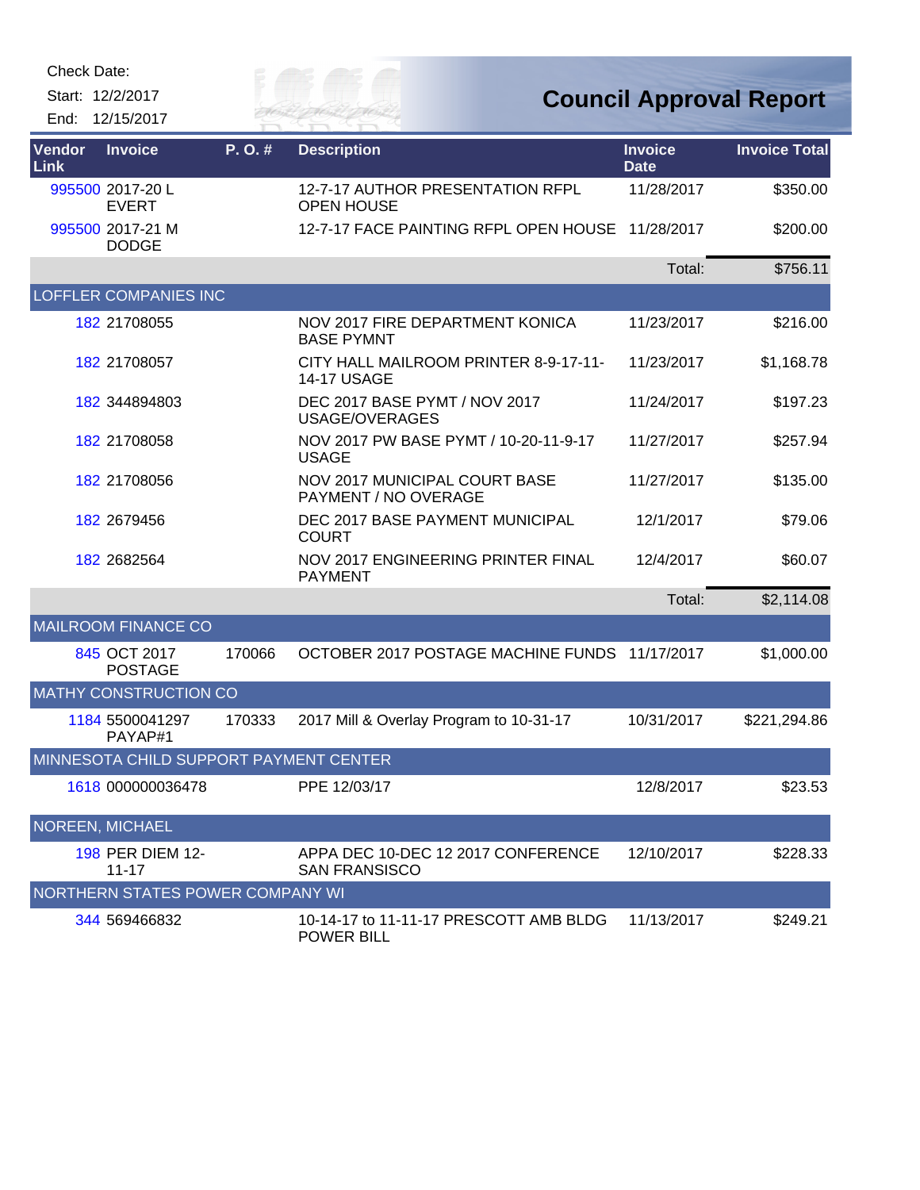Check Date:

Start: 12/2/2017

End: 12/15/2017

# Council Approval Report

| Vendor Link | Invoice | P. O. # | Description | Invoice Date | Invoice Total |
|---|---|---|---|---|---|
| 995500 | 2017-20 L EVERT | | 12-7-17 AUTHOR PRESENTATION RFPL OPEN HOUSE | 11/28/2017 | $350.00 |
| 995500 | 2017-21 M DODGE | | 12-7-17 FACE PAINTING RFPL OPEN HOUSE | 11/28/2017 | $200.00 |
| | | | | Total: | $756.11 |
| LOFFLER COMPANIES INC | | | | | |
| 182 | 21708055 | | NOV 2017 FIRE DEPARTMENT KONICA BASE PYMNT | 11/23/2017 | $216.00 |
| 182 | 21708057 | | CITY HALL MAILROOM PRINTER 8-9-17-11-14-17 USAGE | 11/23/2017 | $1,168.78 |
| 182 | 344894803 | | DEC 2017 BASE PYMT / NOV 2017 USAGE/OVERAGES | 11/24/2017 | $197.23 |
| 182 | 21708058 | | NOV 2017 PW BASE PYMT / 10-20-11-9-17 USAGE | 11/27/2017 | $257.94 |
| 182 | 21708056 | | NOV 2017 MUNICIPAL COURT BASE PAYMENT / NO OVERAGE | 11/27/2017 | $135.00 |
| 182 | 2679456 | | DEC 2017 BASE PAYMENT MUNICIPAL COURT | 12/1/2017 | $79.06 |
| 182 | 2682564 | | NOV 2017 ENGINEERING PRINTER FINAL PAYMENT | 12/4/2017 | $60.07 |
| | | | | Total: | $2,114.08 |
| MAILROOM FINANCE CO | | | | | |
| 845 | OCT 2017 POSTAGE | 170066 | OCTOBER 2017 POSTAGE MACHINE FUNDS | 11/17/2017 | $1,000.00 |
| MATHY CONSTRUCTION CO | | | | | |
| 1184 | 5500041297 PAYAP#1 | 170333 | 2017 Mill & Overlay Program to 10-31-17 | 10/31/2017 | $221,294.86 |
| MINNESOTA CHILD SUPPORT PAYMENT CENTER | | | | | |
| 1618 | 000000036478 | | PPE 12/03/17 | 12/8/2017 | $23.53 |
| NOREEN, MICHAEL | | | | | |
| 198 | PER DIEM 12-11-17 | | APPA DEC 10-DEC 12 2017 CONFERENCE SAN FRANSISCO | 12/10/2017 | $228.33 |
| NORTHERN STATES POWER COMPANY WI | | | | | |
| 344 | 569466832 | | 10-14-17 to 11-11-17 PRESCOTT AMB BLDG POWER BILL | 11/13/2017 | $249.21 |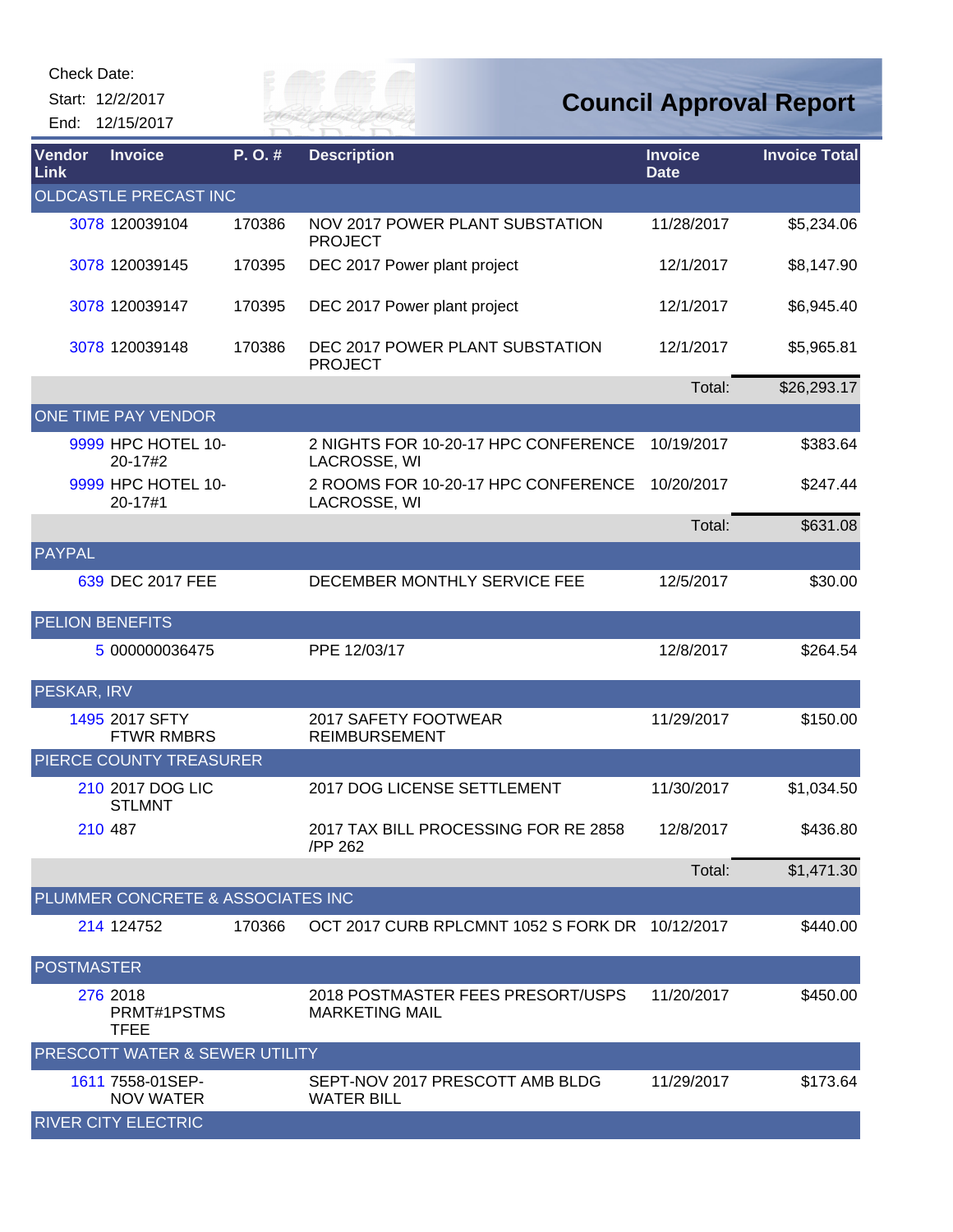Check Date:

Start: 12/2/2017

End: 12/15/2017

# Council Approval Report

| Vendor Link | Invoice | P. O. # | Description | Invoice Date | Invoice Total |
|---|---|---|---|---|---|
| OLDCASTLE PRECAST INC | | | | | |
| 3078 | 120039104 | 170386 | NOV 2017 POWER PLANT SUBSTATION PROJECT | 11/28/2017 | $5,234.06 |
| 3078 | 120039145 | 170395 | DEC 2017 Power plant project | 12/1/2017 | $8,147.90 |
| 3078 | 120039147 | 170395 | DEC 2017 Power plant project | 12/1/2017 | $6,945.40 |
| 3078 | 120039148 | 170386 | DEC 2017 POWER PLANT SUBSTATION PROJECT | 12/1/2017 | $5,965.81 |
| | | | | Total: | $26,293.17 |
| ONE TIME PAY VENDOR | | | | | |
| 9999 | HPC HOTEL 10-20-17#2 | | 2 NIGHTS FOR 10-20-17 HPC CONFERENCE LACROSSE, WI | 10/19/2017 | $383.64 |
| 9999 | HPC HOTEL 10-20-17#1 | | 2 ROOMS FOR 10-20-17 HPC CONFERENCE LACROSSE, WI | 10/20/2017 | $247.44 |
| | | | | Total: | $631.08 |
| PAYPAL | | | | | |
| 639 | DEC 2017 FEE | | DECEMBER MONTHLY SERVICE FEE | 12/5/2017 | $30.00 |
| PELION BENEFITS | | | | | |
| 5 | 000000036475 | | PPE 12/03/17 | 12/8/2017 | $264.54 |
| PESKAR, IRV | | | | | |
| 1495 | 2017 SFTY FTWR RMBRS | | 2017 SAFETY FOOTWEAR REIMBURSEMENT | 11/29/2017 | $150.00 |
| PIERCE COUNTY TREASURER | | | | | |
| 210 | 2017 DOG LIC STLMNT | | 2017 DOG LICENSE SETTLEMENT | 11/30/2017 | $1,034.50 |
| 210 | 487 | | 2017 TAX BILL PROCESSING FOR RE 2858 /PP 262 | 12/8/2017 | $436.80 |
| | | | | Total: | $1,471.30 |
| PLUMMER CONCRETE & ASSOCIATES INC | | | | | |
| 214 | 124752 | 170366 | OCT 2017 CURB RPLCMNT 1052 S FORK DR | 10/12/2017 | $440.00 |
| POSTMASTER | | | | | |
| 276 | 2018 PRMT#1PSTMS TFEE | | 2018 POSTMASTER FEES PRESORT/USPS MARKETING MAIL | 11/20/2017 | $450.00 |
| PRESCOTT WATER & SEWER UTILITY | | | | | |
| 1611 | 7558-01SEP-NOV WATER | | SEPT-NOV 2017 PRESCOTT AMB BLDG WATER BILL | 11/29/2017 | $173.64 |
| RIVER CITY ELECTRIC | | | | | |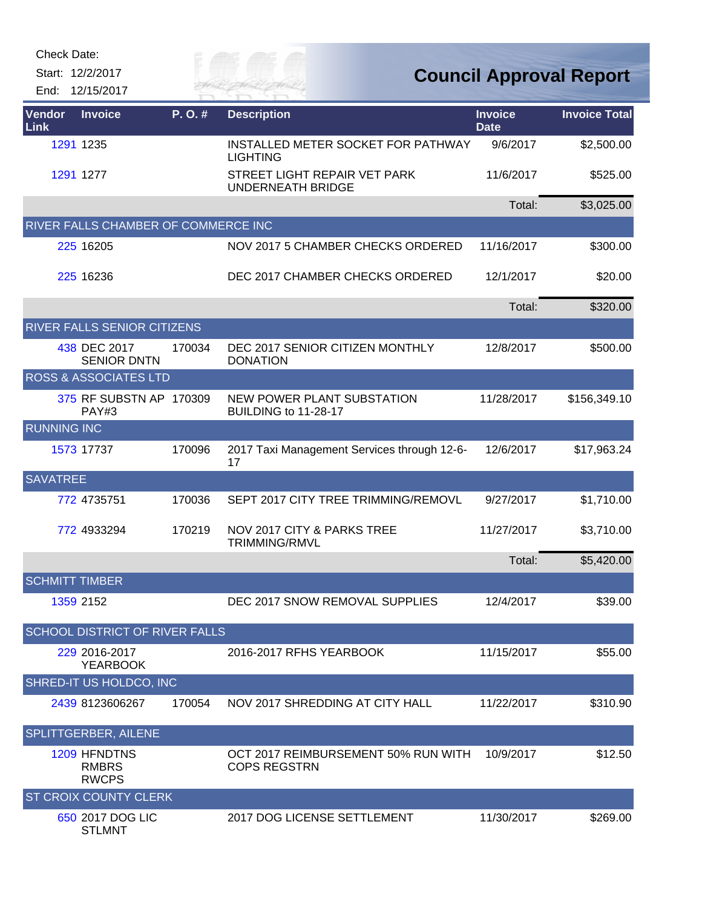Check Date:

Start: 12/2/2017

End: 12/15/2017

# Council Approval Report

| Vendor Link | Invoice | P. O. # | Description | Invoice Date | Invoice Total |
|---|---|---|---|---|---|
| 1291 | 1235 | | INSTALLED METER SOCKET FOR PATHWAY LIGHTING | 9/6/2017 | $2,500.00 |
| 1291 | 1277 | | STREET LIGHT REPAIR VET PARK UNDERNEATH BRIDGE | 11/6/2017 | $525.00 |
| | | | | Total: | $3,025.00 |
| **RIVER FALLS CHAMBER OF COMMERCE INC** | | | | | |
| 225 | 16205 | | NOV 2017 5 CHAMBER CHECKS ORDERED | 11/16/2017 | $300.00 |
| 225 | 16236 | | DEC 2017 CHAMBER CHECKS ORDERED | 12/1/2017 | $20.00 |
| | | | | Total: | $320.00 |
| **RIVER FALLS SENIOR CITIZENS** | | | | | |
| 438 | DEC 2017 SENIOR DNTN | 170034 | DEC 2017 SENIOR CITIZEN MONTHLY DONATION | 12/8/2017 | $500.00 |
| **ROSS & ASSOCIATES LTD** | | | | | |
| 375 | RF SUBSTN AP PAY#3 | 170309 | NEW POWER PLANT SUBSTATION BUILDING to 11-28-17 | 11/28/2017 | $156,349.10 |
| **RUNNING INC** | | | | | |
| 1573 | 17737 | 170096 | 2017 Taxi Management Services through 12-6-17 | 12/6/2017 | $17,963.24 |
| **SAVATREE** | | | | | |
| 772 | 4735751 | 170036 | SEPT 2017 CITY TREE TRIMMING/REMOVL | 9/27/2017 | $1,710.00 |
| 772 | 4933294 | 170219 | NOV 2017 CITY & PARKS TREE TRIMMING/RMVL | 11/27/2017 | $3,710.00 |
| | | | | Total: | $5,420.00 |
| **SCHMITT TIMBER** | | | | | |
| 1359 | 2152 | | DEC 2017 SNOW REMOVAL SUPPLIES | 12/4/2017 | $39.00 |
| **SCHOOL DISTRICT OF RIVER FALLS** | | | | | |
| 229 | 2016-2017 YEARBOOK | | 2016-2017 RFHS YEARBOOK | 11/15/2017 | $55.00 |
| **SHRED-IT US HOLDCO, INC** | | | | | |
| 2439 | 8123606267 | 170054 | NOV 2017 SHREDDING AT CITY HALL | 11/22/2017 | $310.90 |
| **SPLITTGERBER, AILENE** | | | | | |
| 1209 | HFNDTNS RMBRS RWCPS | | OCT 2017 REIMBURSEMENT 50% RUN WITH COPS REGSTRN | 10/9/2017 | $12.50 |
| **ST CROIX COUNTY CLERK** | | | | | |
| 650 | 2017 DOG LIC STLMNT | | 2017 DOG LICENSE SETTLEMENT | 11/30/2017 | $269.00 |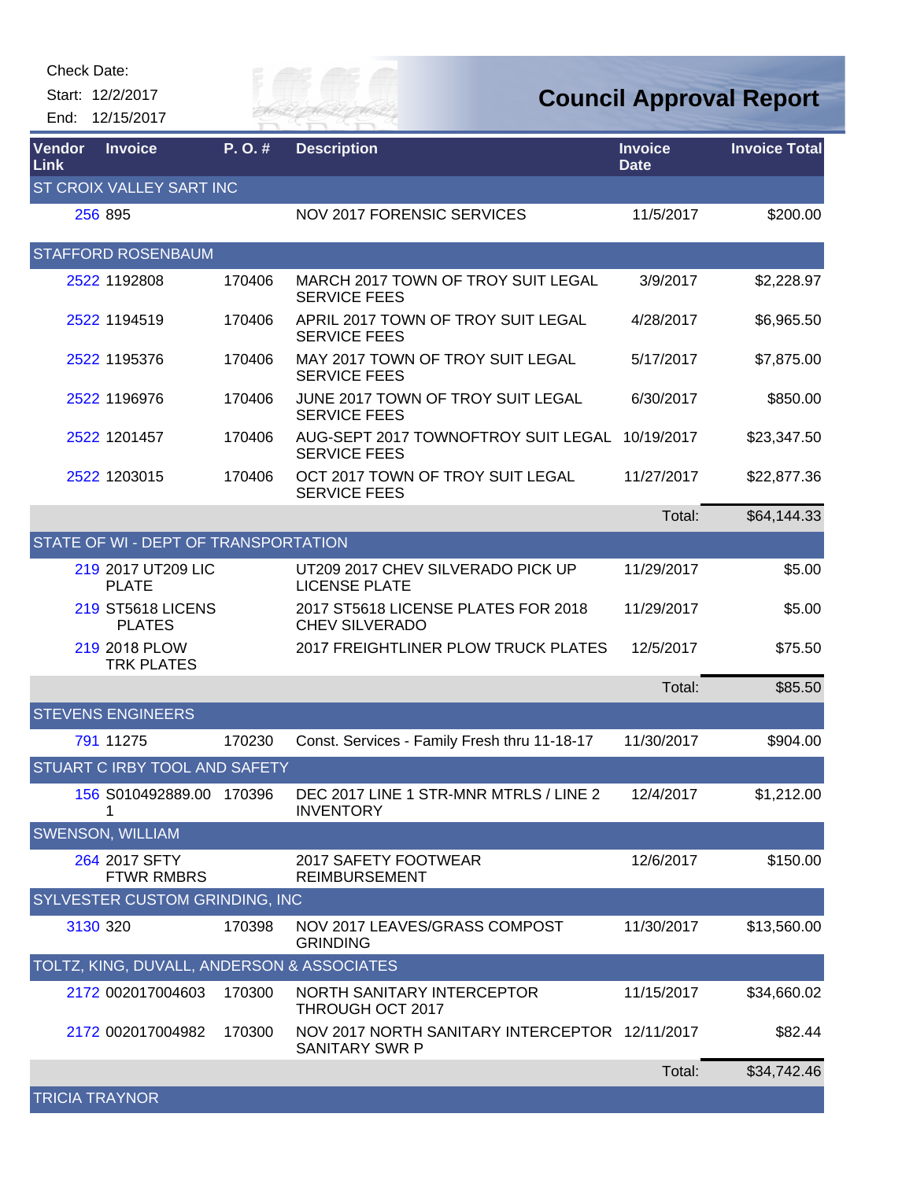Check Date:

Start: 12/2/2017

End: 12/15/2017

# Council Approval Report

| Vendor Link | Invoice | P. O. # | Description | Invoice Date | Invoice Total |
|---|---|---|---|---|---|
| ST CROIX VALLEY SART INC | | | | | |
| 256 | 895 | | NOV 2017 FORENSIC SERVICES | 11/5/2017 | $200.00 |
| STAFFORD ROSENBAUM | | | | | |
| 2522 | 1192808 | 170406 | MARCH 2017 TOWN OF TROY SUIT LEGAL SERVICE FEES | 3/9/2017 | $2,228.97 |
| 2522 | 1194519 | 170406 | APRIL 2017 TOWN OF TROY SUIT LEGAL SERVICE FEES | 4/28/2017 | $6,965.50 |
| 2522 | 1195376 | 170406 | MAY 2017 TOWN OF TROY SUIT LEGAL SERVICE FEES | 5/17/2017 | $7,875.00 |
| 2522 | 1196976 | 170406 | JUNE 2017 TOWN OF TROY SUIT LEGAL SERVICE FEES | 6/30/2017 | $850.00 |
| 2522 | 1201457 | 170406 | AUG-SEPT 2017 TOWNOFTROY SUIT LEGAL SERVICE FEES | 10/19/2017 | $23,347.50 |
| 2522 | 1203015 | 170406 | OCT 2017 TOWN OF TROY SUIT LEGAL SERVICE FEES | 11/27/2017 | $22,877.36 |
| | | | | Total: | $64,144.33 |
| STATE OF WI - DEPT OF TRANSPORTATION | | | | | |
| 219 | 2017 UT209 LIC PLATE | | UT209 2017 CHEV SILVERADO PICK UP LICENSE PLATE | 11/29/2017 | $5.00 |
| 219 | ST5618 LICENS PLATES | | 2017 ST5618 LICENSE PLATES FOR 2018 CHEV SILVERADO | 11/29/2017 | $5.00 |
| 219 | 2018 PLOW TRK PLATES | | 2017 FREIGHTLINER PLOW TRUCK PLATES | 12/5/2017 | $75.50 |
| | | | | Total: | $85.50 |
| STEVENS ENGINEERS | | | | | |
| 791 | 11275 | 170230 | Const. Services - Family Fresh thru 11-18-17 | 11/30/2017 | $904.00 |
| STUART C IRBY TOOL AND SAFETY | | | | | |
| 156 | S010492889.001 | 170396 | DEC 2017 LINE 1 STR-MNR MTRLS / LINE 2 INVENTORY | 12/4/2017 | $1,212.00 |
| SWENSON, WILLIAM | | | | | |
| 264 | 2017 SFTY FTWR RMBRS | | 2017 SAFETY FOOTWEAR REIMBURSEMENT | 12/6/2017 | $150.00 |
| SYLVESTER CUSTOM GRINDING, INC | | | | | |
| 3130 | 320 | 170398 | NOV 2017 LEAVES/GRASS COMPOST GRINDING | 11/30/2017 | $13,560.00 |
| TOLTZ, KING, DUVALL, ANDERSON & ASSOCIATES | | | | | |
| 2172 | 002017004603 | 170300 | NORTH SANITARY INTERCEPTOR THROUGH OCT 2017 | 11/15/2017 | $34,660.02 |
| 2172 | 002017004982 | 170300 | NOV 2017 NORTH SANITARY INTERCEPTOR SANITARY SWR P | 12/11/2017 | $82.44 |
| | | | | Total: | $34,742.46 |
| TRICIA TRAYNOR | | | | | |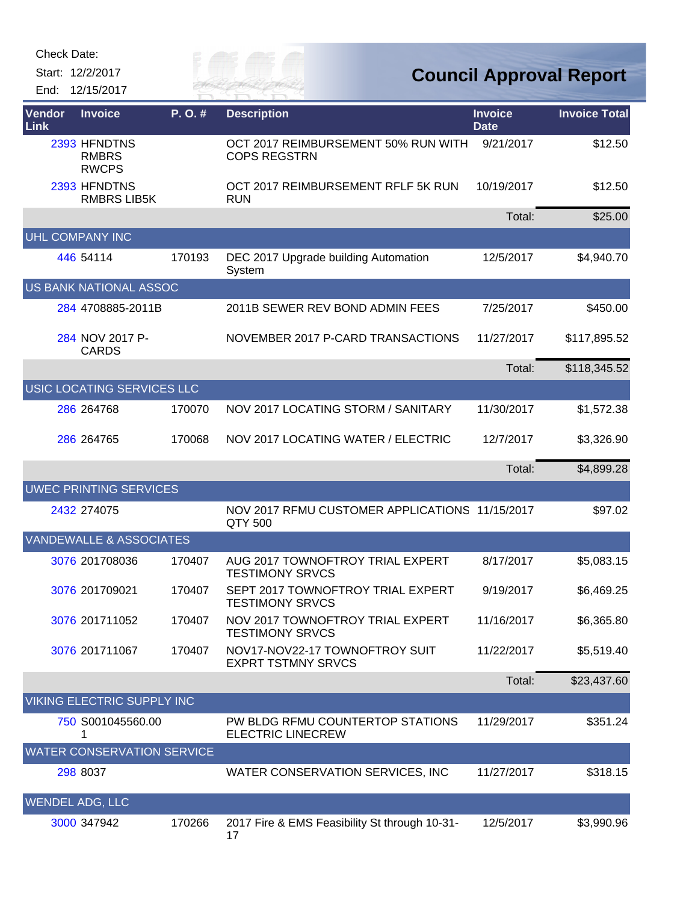Check Date:

Start: 12/2/2017

End: 12/15/2017

# Council Approval Report

| Vendor Link | Invoice | P. O. # | Description | Invoice Date | Invoice Total |
|---|---|---|---|---|---|
| 2393 | HFNDTNS RMBRS RWCPS | | OCT 2017 REIMBURSEMENT 50% RUN WITH COPS REGSTRN | 9/21/2017 | $12.50 |
| 2393 | HFNDTNS RMBRS LIB5K | | OCT 2017 REIMBURSEMENT RFLF 5K RUN RUN | 10/19/2017 | $12.50 |
| | | | | Total: | $25.00 |
| UHL COMPANY INC | | | | | |
| 446 | 54114 | 170193 | DEC 2017 Upgrade building Automation System | 12/5/2017 | $4,940.70 |
| US BANK NATIONAL ASSOC | | | | | |
| 284 | 4708885-2011B | | 2011B SEWER REV BOND ADMIN FEES | 7/25/2017 | $450.00 |
| 284 | NOV 2017 P-CARDS | | NOVEMBER 2017 P-CARD TRANSACTIONS | 11/27/2017 | $117,895.52 |
| | | | | Total: | $118,345.52 |
| USIC LOCATING SERVICES LLC | | | | | |
| 286 | 264768 | 170070 | NOV 2017 LOCATING STORM / SANITARY | 11/30/2017 | $1,572.38 |
| 286 | 264765 | 170068 | NOV 2017 LOCATING WATER / ELECTRIC | 12/7/2017 | $3,326.90 |
| | | | | Total: | $4,899.28 |
| UWEC PRINTING SERVICES | | | | | |
| 2432 | 274075 | | NOV 2017 RFMU CUSTOMER APPLICATIONS QTY 500 | 11/15/2017 | $97.02 |
| VANDEWALLE & ASSOCIATES | | | | | |
| 3076 | 201708036 | 170407 | AUG 2017 TOWNOFTROY TRIAL EXPERT TESTIMONY SRVCS | 8/17/2017 | $5,083.15 |
| 3076 | 201709021 | 170407 | SEPT 2017 TOWNOFTROY TRIAL EXPERT TESTIMONY SRVCS | 9/19/2017 | $6,469.25 |
| 3076 | 201711052 | 170407 | NOV 2017 TOWNOFTROY TRIAL EXPERT TESTIMONY SRVCS | 11/16/2017 | $6,365.80 |
| 3076 | 201711067 | 170407 | NOV17-NOV22-17 TOWNOFTROY SUIT EXPRT TSTMNY SRVCS | 11/22/2017 | $5,519.40 |
| | | | | Total: | $23,437.60 |
| VIKING ELECTRIC SUPPLY INC | | | | | |
| 750 | S001045560.001 | | PW BLDG RFMU COUNTERTOP STATIONS ELECTRIC LINECREW | 11/29/2017 | $351.24 |
| WATER CONSERVATION SERVICE | | | | | |
| 298 | 8037 | | WATER CONSERVATION SERVICES, INC | 11/27/2017 | $318.15 |
| WENDEL ADG, LLC | | | | | |
| 3000 | 347942 | 170266 | 2017 Fire & EMS Feasibility St through 10-31-17 | 12/5/2017 | $3,990.96 |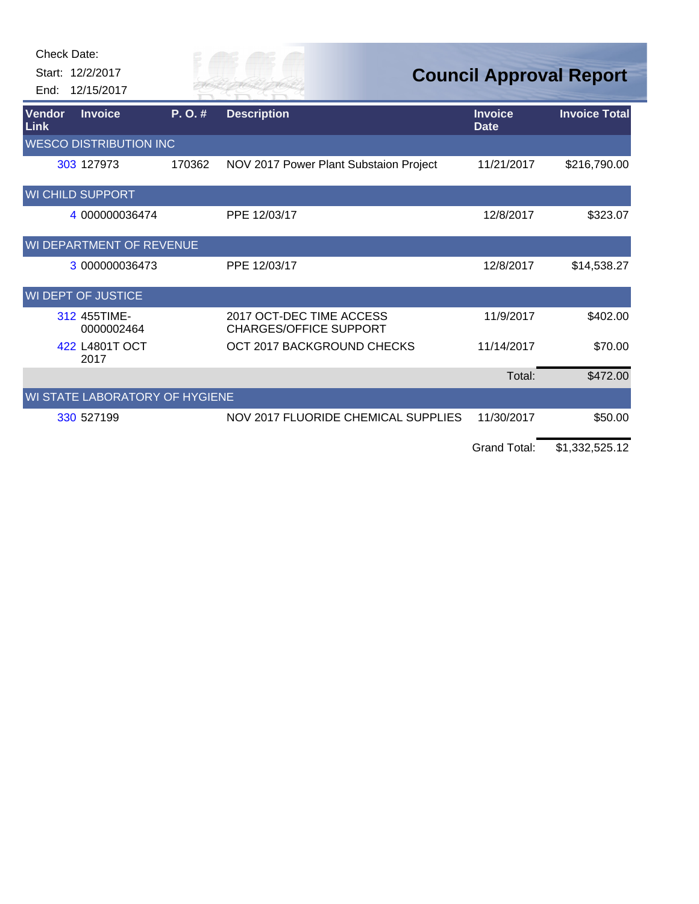Check Date:

Start: 12/2/2017

End: 12/15/2017

# Council Approval Report

| Vendor Link | Invoice | P. O. # | Description | Invoice Date | Invoice Total |
|---|---|---|---|---|---|
| **WESCO DISTRIBUTION INC** | | | | | |
| 303 | 127973 | 170362 | NOV 2017 Power Plant Substaion Project | 11/21/2017 | $216,790.00 |
| **WI CHILD SUPPORT** | | | | | |
| 4 | 000000036474 | | PPE 12/03/17 | 12/8/2017 | $323.07 |
| **WI DEPARTMENT OF REVENUE** | | | | | |
| 3 | 000000036473 | | PPE 12/03/17 | 12/8/2017 | $14,538.27 |
| **WI DEPT OF JUSTICE** | | | | | |
| 312 | 455TIME-0000002464 | | 2017 OCT-DEC TIME ACCESS CHARGES/OFFICE SUPPORT | 11/9/2017 | $402.00 |
| 422 | L4801T OCT 2017 | | OCT 2017 BACKGROUND CHECKS | 11/14/2017 | $70.00 |
| | | | | Total: | $472.00 |
| **WI STATE LABORATORY OF HYGIENE** | | | | | |
| 330 | 527199 | | NOV 2017 FLUORIDE CHEMICAL SUPPLIES | 11/30/2017 | $50.00 |
| | | | | Grand Total: | $1,332,525.12 |